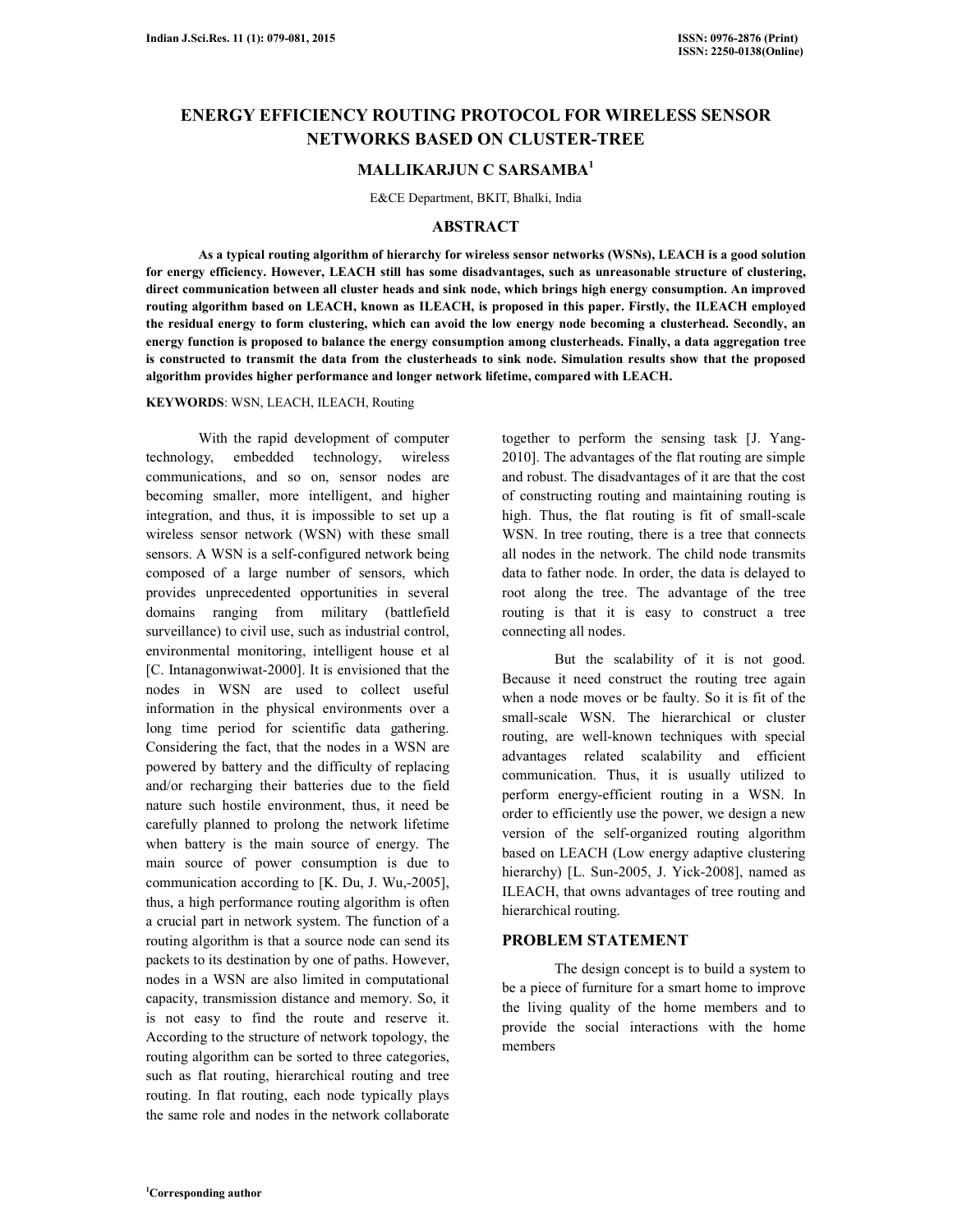# ENERGY EFFICIENCY ROUTING PROTOCOL FOR WIRELESS SENSOR NETWORKS BASED ON CLUSTER-TREE

## MALLIKARJUN C SARSAMBA[1]

E&CE Department, BKIT, Bhalki, India

## ABSTRACT

**As a typical routing algorithm of hierarchy for wireless sensor networks (WSNs), LEACH is a good solution for energy efficiency. However, LEACH still has some disadvantages, such as unreasonable structure of clustering, direct communication between all cluster heads and sink node, which brings high energy consumption. An improved routing algorithm based on LEACH, known as ILEACH, is proposed in this paper. Firstly, the ILEACH employed the residual energy to form clustering, which can avoid the low energy node becoming a clusterhead. Secondly, an energy function is proposed to balance the energy consumption among clusterheads. Finally, a data aggregation tree is constructed to transmit the data from the clusterheads to sink node. Simulation results show that the proposed algorithm provides higher performance and longer network lifetime, compared with LEACH.**

**KEYWORDS**: WSN, LEACH, ILEACH, Routing

With the rapid development of computer technology, embedded technology, wireless communications, and so on, sensor nodes are becoming smaller, more intelligent, and higher integration, and thus, it is impossible to set up a wireless sensor network (WSN) with these small sensors. A WSN is a self-configured network being composed of a large number of sensors, which provides unprecedented opportunities in several domains ranging from military (battlefield surveillance) to civil use, such as industrial control, environmental monitoring, intelligent house et al [C. Intanagonwiwat-2000]. It is envisioned that the nodes in WSN are used to collect useful information in the physical environments over a long time period for scientific data gathering. Considering the fact, that the nodes in a WSN are powered by battery and the difficulty of replacing and/or recharging their batteries due to the field nature such hostile environment, thus, it need be carefully planned to prolong the network lifetime when battery is the main source of energy. The main source of power consumption is due to communication according to [K. Du, J. Wu,-2005], thus, a high performance routing algorithm is often a crucial part in network system. The function of a routing algorithm is that a source node can send its packets to its destination by one of paths. However, nodes in a WSN are also limited in computational capacity, transmission distance and memory. So, it is not easy to find the route and reserve it. According to the structure of network topology, the routing algorithm can be sorted to three categories, such as flat routing, hierarchical routing and tree routing. In flat routing, each node typically plays the same role and nodes in the network collaborate together to perform the sensing task [J. Yang-2010]. The advantages of the flat routing are simple and robust. The disadvantages of it are that the cost of constructing routing and maintaining routing is high. Thus, the flat routing is fit of small-scale WSN. In tree routing, there is a tree that connects all nodes in the network. The child node transmits data to father node. In order, the data is delayed to root along the tree. The advantage of the tree routing is that it is easy to construct a tree connecting all nodes.

But the scalability of it is not good. Because it need construct the routing tree again when a node moves or be faulty. So it is fit of the small-scale WSN. The hierarchical or cluster routing, are well-known techniques with special advantages related scalability and efficient communication. Thus, it is usually utilized to perform energy-efficient routing in a WSN. In order to efficiently use the power, we design a new version of the self-organized routing algorithm based on LEACH (Low energy adaptive clustering hierarchy) [L. Sun-2005, J. Yick-2008], named as ILEACH, that owns advantages of tree routing and hierarchical routing.

## PROBLEM STATEMENT

The design concept is to build a system to be a piece of furniture for a smart home to improve the living quality of the home members and to provide the social interactions with the home members

[1]Corresponding author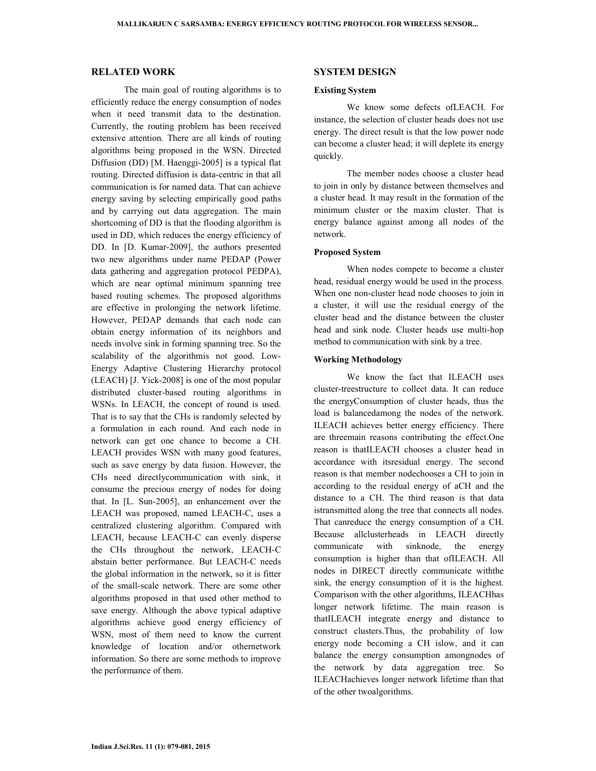## RELATED WORK

The main goal of routing algorithms is to efficiently reduce the energy consumption of nodes when it need transmit data to the destination. Currently, the routing problem has been received extensive attention. There are all kinds of routing algorithms being proposed in the WSN. Directed Diffusion (DD) [M. Haenggi-2005] is a typical flat routing. Directed diffusion is data-centric in that all communication is for named data. That can achieve energy saving by selecting empirically good paths and by carrying out data aggregation. The main shortcoming of DD is that the flooding algorithm is used in DD, which reduces the energy efficiency of DD. In [D. Kumar-2009], the authors presented two new algorithms under name PEDAP (Power data gathering and aggregation protocol PEDPA), which are near optimal minimum spanning tree based routing schemes. The proposed algorithms are effective in prolonging the network lifetime. However, PEDAP demands that each node can obtain energy information of its neighbors and needs involve sink in forming spanning tree. So the scalability of the algorithmis not good. Low-Energy Adaptive Clustering Hierarchy protocol (LEACH) [J. Yick-2008] is one of the most popular distributed cluster-based routing algorithms in WSNs. In LEACH, the concept of round is used. That is to say that the CHs is randomly selected by a formulation in each round. And each node in network can get one chance to become a CH. LEACH provides WSN with many good features, such as save energy by data fusion. However, the CHs need directlycommunication with sink, it consume the precious energy of nodes for doing that. In [L. Sun-2005], an enhancement over the LEACH was proposed, named LEACH-C, uses a centralized clustering algorithm. Compared with LEACH, because LEACH-C can evenly disperse the CHs throughout the network, LEACH-C abstain better performance. But LEACH-C needs the global information in the network, so it is fitter of the small-scale network. There are some other algorithms proposed in that used other method to save energy. Although the above typical adaptive algorithms achieve good energy efficiency of WSN, most of them need to know the current knowledge of location and/or othernetwork information. So there are some methods to improve the performance of them.

## SYSTEM DESIGN

### Existing System

We know some defects ofLEACH. For instance, the selection of cluster heads does not use energy. The direct result is that the low power node can become a cluster head; it will deplete its energy quickly.

The member nodes choose a cluster head to join in only by distance between themselves and a cluster head. It may result in the formation of the minimum cluster or the maxim cluster. That is energy balance against among all nodes of the network.

### Proposed System

When nodes compete to become a cluster head, residual energy would be used in the process. When one non-cluster head node chooses to join in a cluster, it will use the residual energy of the cluster head and the distance between the cluster head and sink node. Cluster heads use multi-hop method to communication with sink by a tree.

### Working Methodology

We know the fact that ILEACH uses cluster-treestructure to collect data. It can reduce the energyConsumption of cluster heads, thus the load is balancedamong the nodes of the network. ILEACH achieves better energy efficiency. There are threemain reasons contributing the effect.One reason is thatILEACH chooses a cluster head in accordance with itsresidual energy. The second reason is that member nodechooses a CH to join in according to the residual energy of aCH and the distance to a CH. The third reason is that data istransmitted along the tree that connects all nodes. That canreduce the energy consumption of a CH. Because allclusterheads in LEACH directly communicate with sinknode, the energy consumption is higher than that ofILEACH. All nodes in DIRECT directly communicate withthe sink, the energy consumption of it is the highest. Comparison with the other algorithms, ILEACHhas longer network lifetime. The main reason is thatILEACH integrate energy and distance to construct clusters.Thus, the probability of low energy node becoming a CH islow, and it can balance the energy consumption amongnodes of the network by data aggregation tree. So ILEACHachieves longer network lifetime than that of the other twoalgorithms.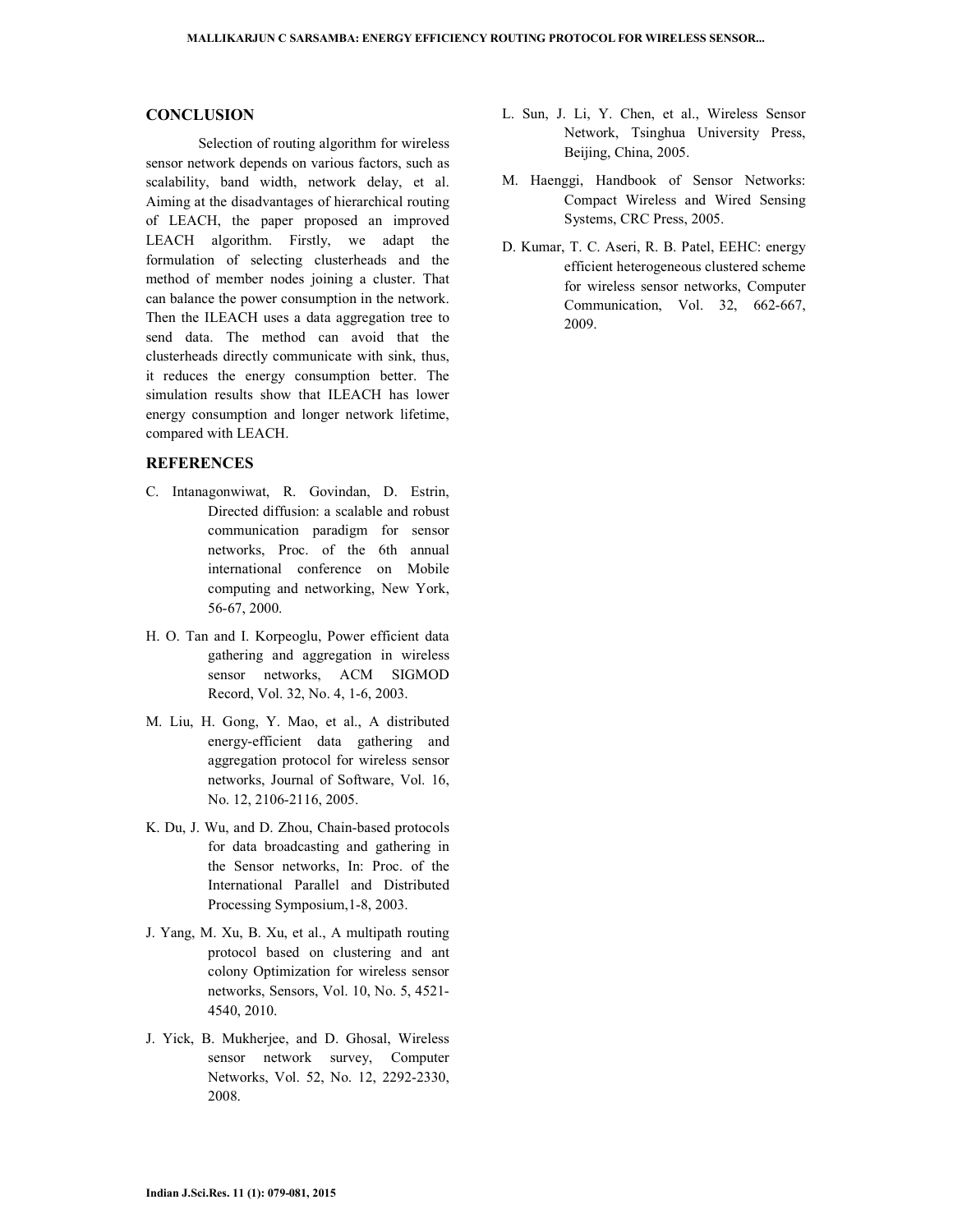## CONCLUSION

Selection of routing algorithm for wireless sensor network depends on various factors, such as scalability, band width, network delay, et al. Aiming at the disadvantages of hierarchical routing of LEACH, the paper proposed an improved LEACH algorithm. Firstly, we adapt the formulation of selecting clusterheads and the method of member nodes joining a cluster. That can balance the power consumption in the network. Then the ILEACH uses a data aggregation tree to send data. The method can avoid that the clusterheads directly communicate with sink, thus, it reduces the energy consumption better. The simulation results show that ILEACH has lower energy consumption and longer network lifetime, compared with LEACH.

## REFERENCES

C. Intanagonwiwat, R. Govindan, D. Estrin, Directed diffusion: a scalable and robust communication paradigm for sensor networks, Proc. of the 6th annual international conference on Mobile computing and networking, New York, 56-67, 2000.

H. O. Tan and I. Korpeoglu, Power efficient data gathering and aggregation in wireless sensor networks, ACM SIGMOD Record, Vol. 32, No. 4, 1-6, 2003.

M. Liu, H. Gong, Y. Mao, et al., A distributed energy-efficient data gathering and aggregation protocol for wireless sensor networks, Journal of Software, Vol. 16, No. 12, 2106-2116, 2005.

K. Du, J. Wu, and D. Zhou, Chain-based protocols for data broadcasting and gathering in the Sensor networks, In: Proc. of the International Parallel and Distributed Processing Symposium,1-8, 2003.

J. Yang, M. Xu, B. Xu, et al., A multipath routing protocol based on clustering and ant colony Optimization for wireless sensor networks, Sensors, Vol. 10, No. 5, 4521-4540, 2010.

J. Yick, B. Mukherjee, and D. Ghosal, Wireless sensor network survey, Computer Networks, Vol. 52, No. 12, 2292-2330, 2008.

L. Sun, J. Li, Y. Chen, et al., Wireless Sensor Network, Tsinghua University Press, Beijing, China, 2005.

M. Haenggi, Handbook of Sensor Networks: Compact Wireless and Wired Sensing Systems, CRC Press, 2005.

D. Kumar, T. C. Aseri, R. B. Patel, EEHC: energy efficient heterogeneous clustered scheme for wireless sensor networks, Computer Communication, Vol. 32, 662-667, 2009.